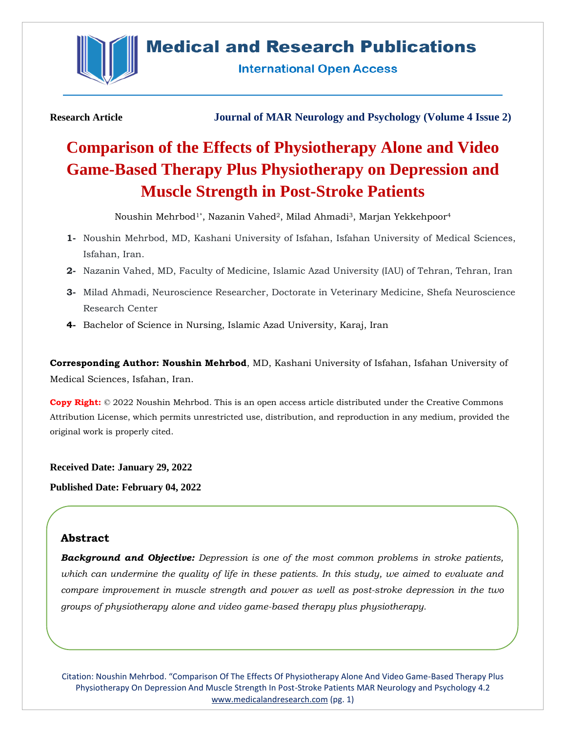**Research Article** **Journal of MAR Neurology and Psychology (Volume 4 Issue 2)**

# Comparison of the Effects of Physiotherapy Alone and Video Game-Based Therapy Plus Physiotherapy on Depression and Muscle Strength in Post-Stroke Patients

Noushin Mehrbod[1*], Nazanin Vahed[2], Milad Ahmadi[3], Marjan Yekkehpoor[4]

1- Noushin Mehrbod, MD, Kashani University of Isfahan, Isfahan University of Medical Sciences, Isfahan, Iran.

2- Nazanin Vahed, MD, Faculty of Medicine, Islamic Azad University (IAU) of Tehran, Tehran, Iran

3- Milad Ahmadi, Neuroscience Researcher, Doctorate in Veterinary Medicine, Shefa Neuroscience Research Center

4- Bachelor of Science in Nursing, Islamic Azad University, Karaj, Iran

**Corresponding Author: Noushin Mehrbod**, MD, Kashani University of Isfahan, Isfahan University of Medical Sciences, Isfahan, Iran.

**Copy Right:** © 2022 Noushin Mehrbod. This is an open access article distributed under the Creative Commons Attribution License, which permits unrestricted use, distribution, and reproduction in any medium, provided the original work is properly cited.

**Received Date: January 29, 2022**

**Published Date: February 04, 2022**

## Abstract

***Background and Objective:*** *Depression is one of the most common problems in stroke patients, which can undermine the quality of life in these patients. In this study, we aimed to evaluate and compare improvement in muscle strength and power as well as post-stroke depression in the two groups of physiotherapy alone and video game-based therapy plus physiotherapy.*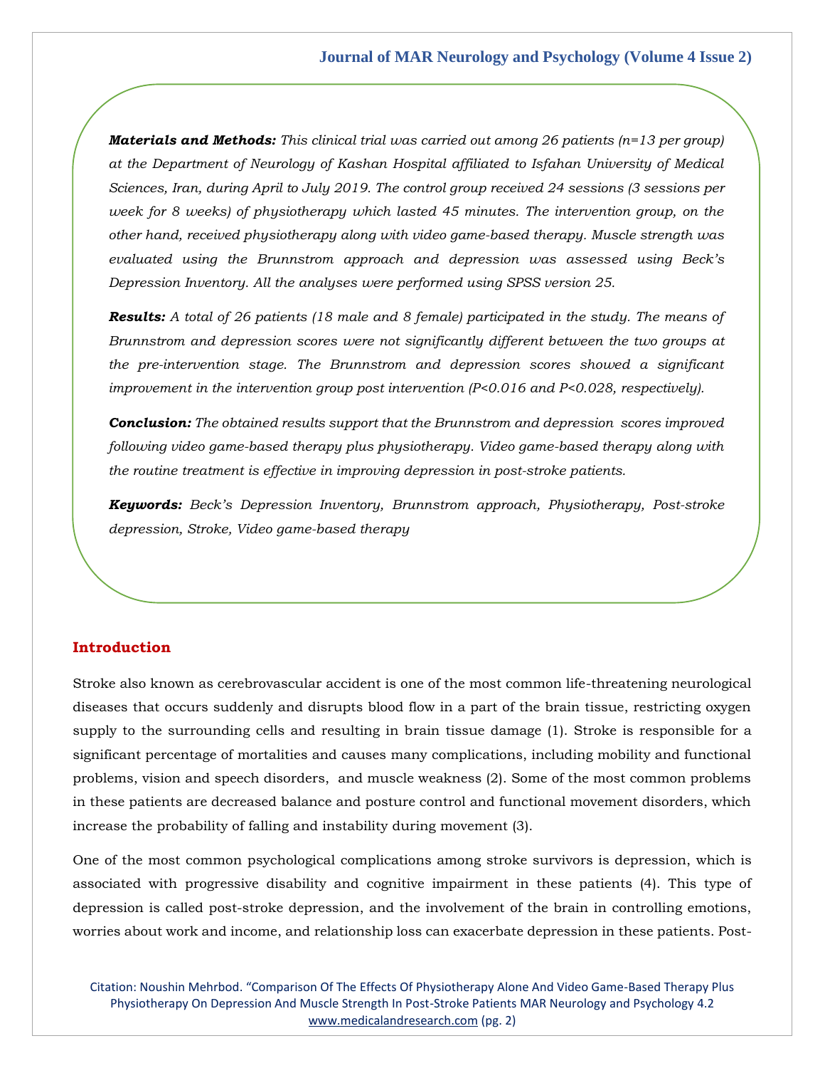***Materials and Methods:*** *This clinical trial was carried out among 26 patients (n=13 per group) at the Department of Neurology of Kashan Hospital affiliated to Isfahan University of Medical Sciences, Iran, during April to July 2019. The control group received 24 sessions (3 sessions per week for 8 weeks) of physiotherapy which lasted 45 minutes. The intervention group, on the other hand, received physiotherapy along with video game-based therapy. Muscle strength was evaluated using the Brunnstrom approach and depression was assessed using Beck's Depression Inventory. All the analyses were performed using SPSS version 25.*

***Results:*** *A total of 26 patients (18 male and 8 female) participated in the study. The means of Brunnstrom and depression scores were not significantly different between the two groups at the pre-intervention stage. The Brunnstrom and depression scores showed a significant improvement in the intervention group post intervention (P<0.016 and P<0.028, respectively).*

***Conclusion:*** *The obtained results support that the Brunnstrom and depression scores improved following video game-based therapy plus physiotherapy. Video game-based therapy along with the routine treatment is effective in improving depression in post-stroke patients.*

***Keywords:*** *Beck's Depression Inventory, Brunnstrom approach, Physiotherapy, Post-stroke depression, Stroke, Video game-based therapy*

## Introduction

Stroke also known as cerebrovascular accident is one of the most common life-threatening neurological diseases that occurs suddenly and disrupts blood flow in a part of the brain tissue, restricting oxygen supply to the surrounding cells and resulting in brain tissue damage (1). Stroke is responsible for a significant percentage of mortalities and causes many complications, including mobility and functional problems, vision and speech disorders, and muscle weakness (2). Some of the most common problems in these patients are decreased balance and posture control and functional movement disorders, which increase the probability of falling and instability during movement (3).

One of the most common psychological complications among stroke survivors is depression, which is associated with progressive disability and cognitive impairment in these patients (4). This type of depression is called post-stroke depression, and the involvement of the brain in controlling emotions, worries about work and income, and relationship loss can exacerbate depression in these patients. Post-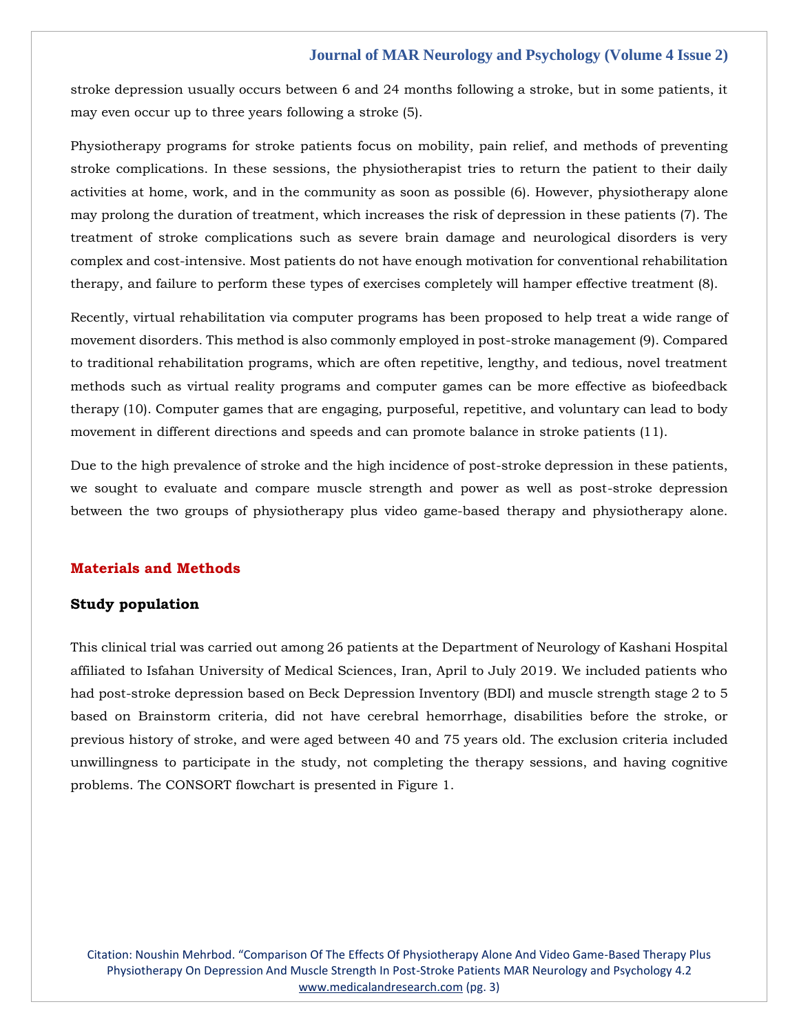stroke depression usually occurs between 6 and 24 months following a stroke, but in some patients, it may even occur up to three years following a stroke (5).

Physiotherapy programs for stroke patients focus on mobility, pain relief, and methods of preventing stroke complications. In these sessions, the physiotherapist tries to return the patient to their daily activities at home, work, and in the community as soon as possible (6). However, physiotherapy alone may prolong the duration of treatment, which increases the risk of depression in these patients (7). The treatment of stroke complications such as severe brain damage and neurological disorders is very complex and cost-intensive. Most patients do not have enough motivation for conventional rehabilitation therapy, and failure to perform these types of exercises completely will hamper effective treatment (8).

Recently, virtual rehabilitation via computer programs has been proposed to help treat a wide range of movement disorders. This method is also commonly employed in post-stroke management (9). Compared to traditional rehabilitation programs, which are often repetitive, lengthy, and tedious, novel treatment methods such as virtual reality programs and computer games can be more effective as biofeedback therapy (10). Computer games that are engaging, purposeful, repetitive, and voluntary can lead to body movement in different directions and speeds and can promote balance in stroke patients (11).

Due to the high prevalence of stroke and the high incidence of post-stroke depression in these patients, we sought to evaluate and compare muscle strength and power as well as post-stroke depression between the two groups of physiotherapy plus video game-based therapy and physiotherapy alone.

## Materials and Methods

### Study population

This clinical trial was carried out among 26 patients at the Department of Neurology of Kashani Hospital affiliated to Isfahan University of Medical Sciences, Iran, April to July 2019. We included patients who had post-stroke depression based on Beck Depression Inventory (BDI) and muscle strength stage 2 to 5 based on Brainstorm criteria, did not have cerebral hemorrhage, disabilities before the stroke, or previous history of stroke, and were aged between 40 and 75 years old. The exclusion criteria included unwillingness to participate in the study, not completing the therapy sessions, and having cognitive problems. The CONSORT flowchart is presented in Figure 1.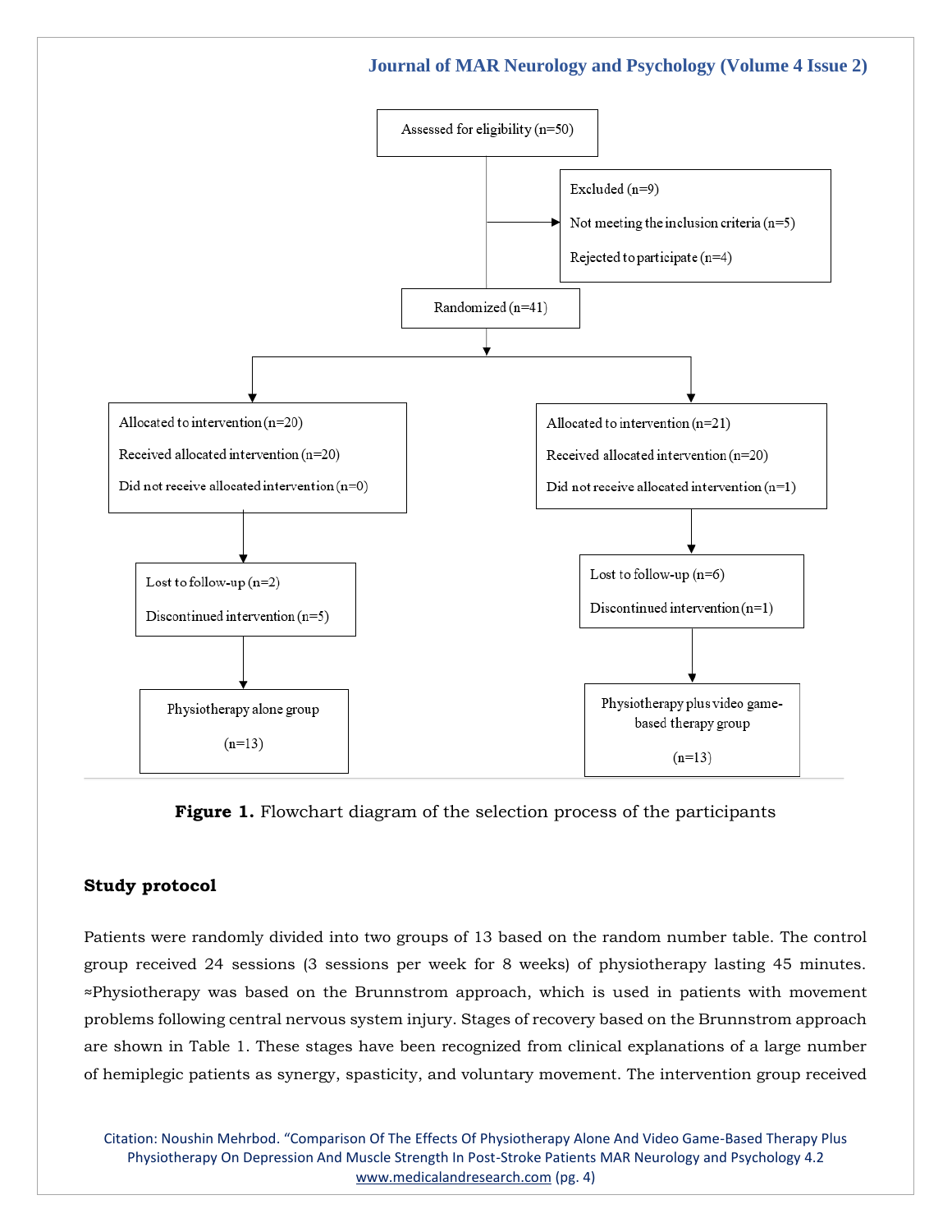Assessed for eligibility (n=50)

Excluded (n=9)
Not meeting the inclusion criteria (n=5)
Rejected to participate (n=4)

Randomized (n=41)

| Physiotherapy alone group | Physiotherapy plus video game-based therapy group |
| --- | --- |
| Allocated to intervention (n=20) | Allocated to intervention (n=21) |
| Received allocated intervention (n=20) | Received allocated intervention (n=20) |
| Did not receive allocated intervention (n=0) | Did not receive allocated intervention (n=1) |
| Lost to follow-up (n=2) | Lost to follow-up (n=6) |
| Discontinued intervention (n=5) | Discontinued intervention (n=1) |
| Physiotherapy alone group (n=13) | Physiotherapy plus video game-based therapy group (n=13) |

**Figure 1.** Flowchart diagram of the selection process of the participants

## Study protocol

Patients were randomly divided into two groups of 13 based on the random number table. The control group received 24 sessions (3 sessions per week for 8 weeks) of physiotherapy lasting 45 minutes. ≈Physiotherapy was based on the Brunnstrom approach, which is used in patients with movement problems following central nervous system injury. Stages of recovery based on the Brunnstrom approach are shown in Table 1. These stages have been recognized from clinical explanations of a large number of hemiplegic patients as synergy, spasticity, and voluntary movement. The intervention group received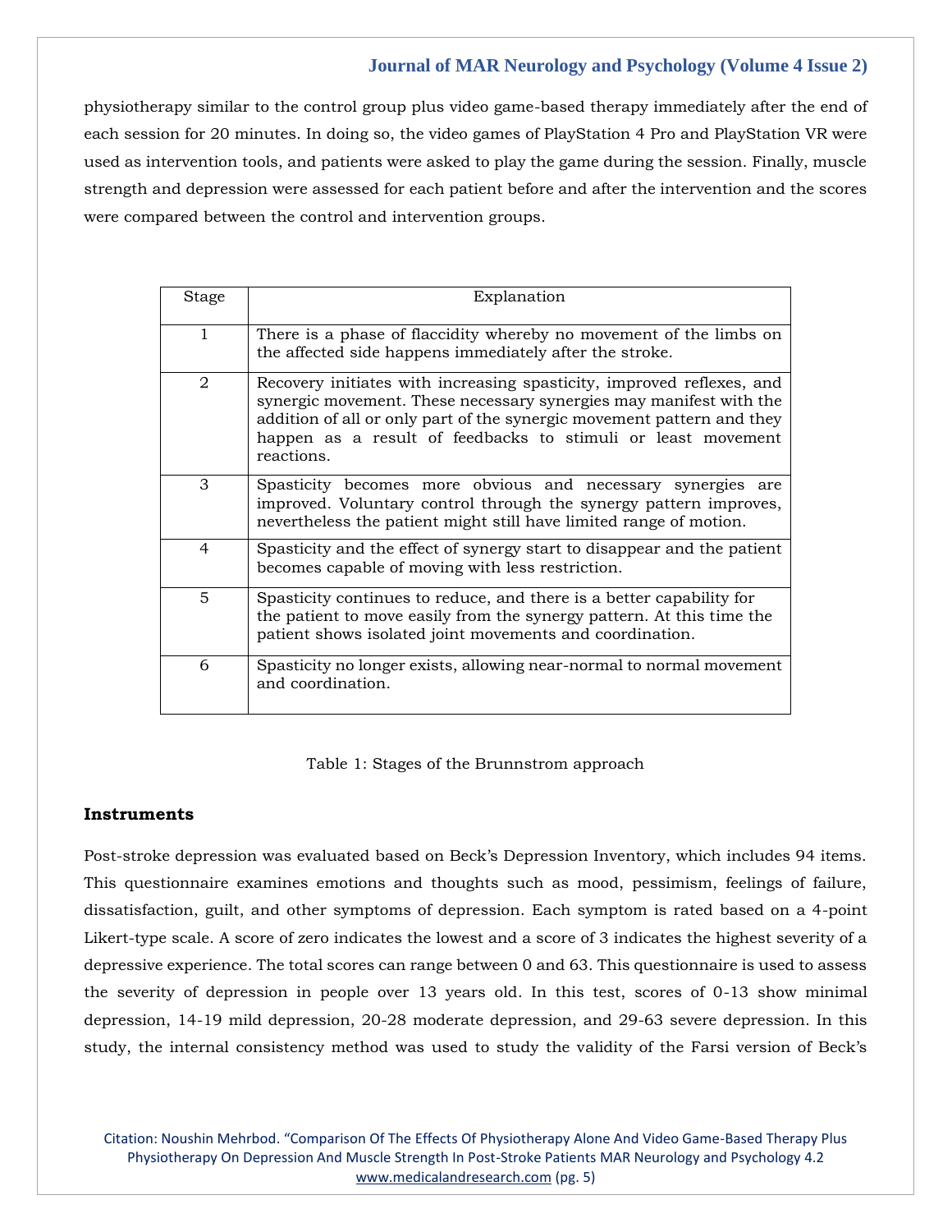physiotherapy similar to the control group plus video game-based therapy immediately after the end of each session for 20 minutes. In doing so, the video games of PlayStation 4 Pro and PlayStation VR were used as intervention tools, and patients were asked to play the game during the session. Finally, muscle strength and depression were assessed for each patient before and after the intervention and the scores were compared between the control and intervention groups.

| Stage | Explanation |
|---|---|
| 1 | There is a phase of flaccidity whereby no movement of the limbs on the affected side happens immediately after the stroke. |
| 2 | Recovery initiates with increasing spasticity, improved reflexes, and synergic movement. These necessary synergies may manifest with the addition of all or only part of the synergic movement pattern and they happen as a result of feedbacks to stimuli or least movement reactions. |
| 3 | Spasticity becomes more obvious and necessary synergies are improved. Voluntary control through the synergy pattern improves, nevertheless the patient might still have limited range of motion. |
| 4 | Spasticity and the effect of synergy start to disappear and the patient becomes capable of moving with less restriction. |
| 5 | Spasticity continues to reduce, and there is a better capability for the patient to move easily from the synergy pattern. At this time the patient shows isolated joint movements and coordination. |
| 6 | Spasticity no longer exists, allowing near-normal to normal movement and coordination. |

Table 1: Stages of the Brunnstrom approach

## Instruments

Post-stroke depression was evaluated based on Beck's Depression Inventory, which includes 94 items. This questionnaire examines emotions and thoughts such as mood, pessimism, feelings of failure, dissatisfaction, guilt, and other symptoms of depression. Each symptom is rated based on a 4-point Likert-type scale. A score of zero indicates the lowest and a score of 3 indicates the highest severity of a depressive experience. The total scores can range between 0 and 63. This questionnaire is used to assess the severity of depression in people over 13 years old. In this test, scores of 0-13 show minimal depression, 14-19 mild depression, 20-28 moderate depression, and 29-63 severe depression. In this study, the internal consistency method was used to study the validity of the Farsi version of Beck's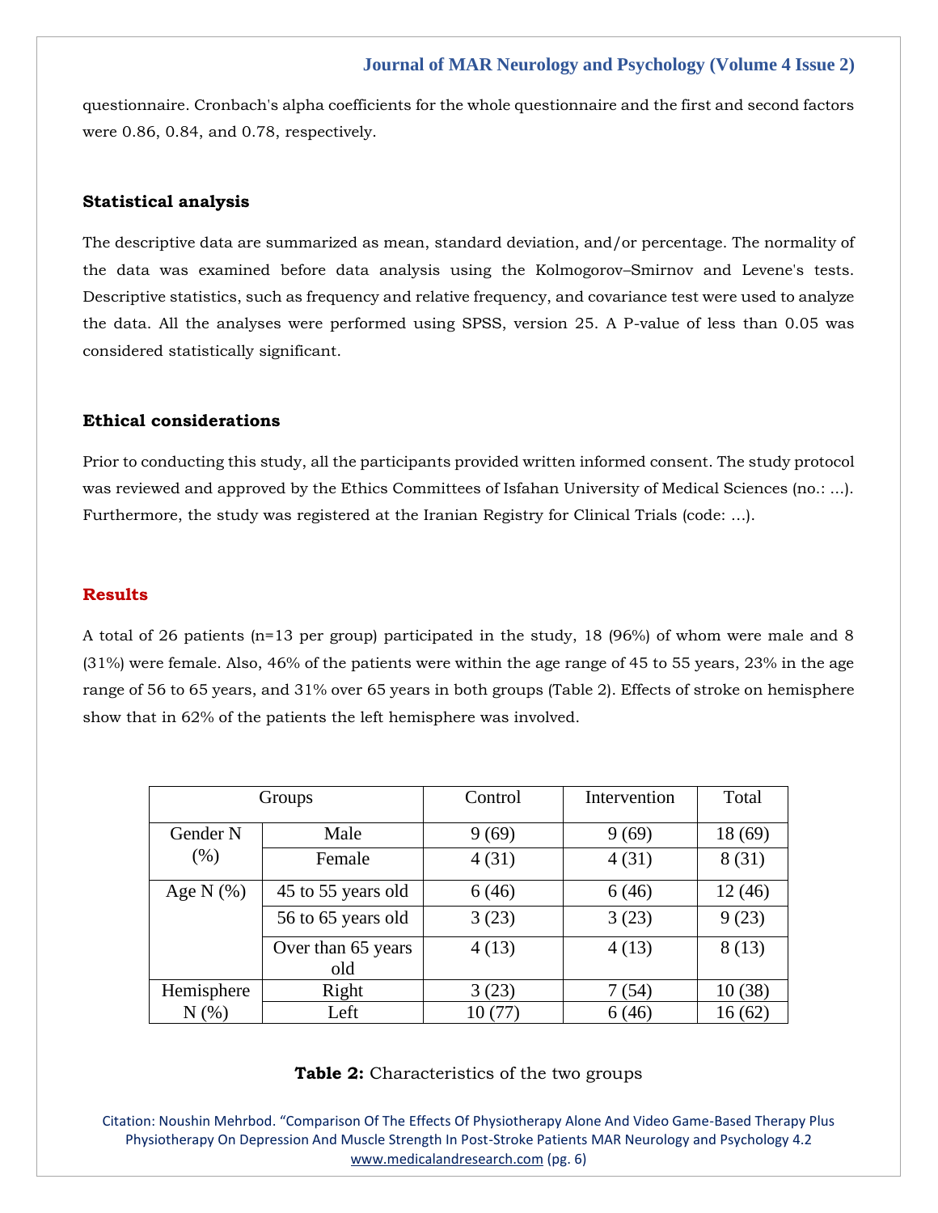questionnaire. Cronbach's alpha coefficients for the whole questionnaire and the first and second factors were 0.86, 0.84, and 0.78, respectively.

### Statistical analysis

The descriptive data are summarized as mean, standard deviation, and/or percentage. The normality of the data was examined before data analysis using the Kolmogorov–Smirnov and Levene's tests. Descriptive statistics, such as frequency and relative frequency, and covariance test were used to analyze the data. All the analyses were performed using SPSS, version 25. A P-value of less than 0.05 was considered statistically significant.

### Ethical considerations

Prior to conducting this study, all the participants provided written informed consent. The study protocol was reviewed and approved by the Ethics Committees of Isfahan University of Medical Sciences (no.: ...). Furthermore, the study was registered at the Iranian Registry for Clinical Trials (code: ...).

## Results

A total of 26 patients (n=13 per group) participated in the study, 18 (96%) of whom were male and 8 (31%) were female. Also, 46% of the patients were within the age range of 45 to 55 years, 23% in the age range of 56 to 65 years, and 31% over 65 years in both groups (Table 2). Effects of stroke on hemisphere show that in 62% of the patients the left hemisphere was involved.

| Groups | | Control | Intervention | Total |
|---|---|---|---|---|
| Gender N (%) | Male | 9 (69) | 9 (69) | 18 (69) |
| | Female | 4 (31) | 4 (31) | 8 (31) |
| Age N (%) | 45 to 55 years old | 6 (46) | 6 (46) | 12 (46) |
| | 56 to 65 years old | 3 (23) | 3 (23) | 9 (23) |
| | Over than 65 years old | 4 (13) | 4 (13) | 8 (13) |
| Hemisphere N (%) | Right | 3 (23) | 7 (54) | 10 (38) |
| | Left | 10 (77) | 6 (46) | 16 (62) |

**Table 2:** Characteristics of the two groups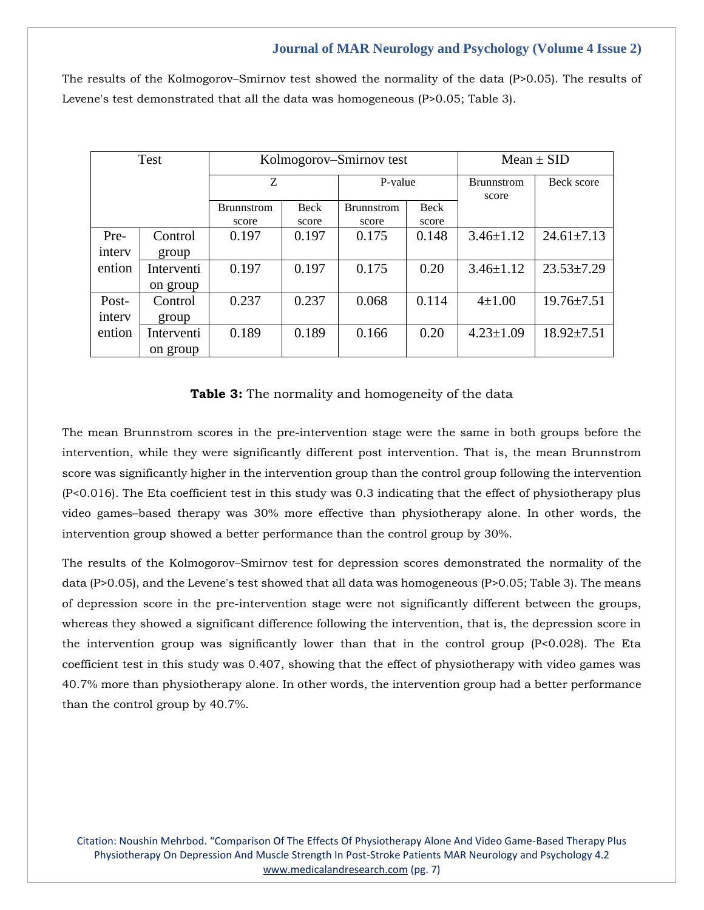The results of the Kolmogorov–Smirnov test showed the normality of the data (P>0.05). The results of Levene's test demonstrated that all the data was homogeneous (P>0.05; Table 3).

| Test | | Kolmogorov–Smirnov test | | | | Mean ± SID | |
|---|---|---|---|---|---|---|---|
| | | Z | | P-value | | Brunnstrom score | Beck score |
| | | Brunnstrom score | Beck score | Brunnstrom score | Beck score | | |
| Pre-intervention | Control group | 0.197 | 0.197 | 0.175 | 0.148 | 3.46±1.12 | 24.61±7.13 |
| | Intervention group | 0.197 | 0.197 | 0.175 | 0.20 | 3.46±1.12 | 23.53±7.29 |
| Post-intervention | Control group | 0.237 | 0.237 | 0.068 | 0.114 | 4±1.00 | 19.76±7.51 |
| | Intervention group | 0.189 | 0.189 | 0.166 | 0.20 | 4.23±1.09 | 18.92±7.51 |

**Table 3:** The normality and homogeneity of the data

The mean Brunnstrom scores in the pre-intervention stage were the same in both groups before the intervention, while they were significantly different post intervention. That is, the mean Brunnstrom score was significantly higher in the intervention group than the control group following the intervention (P<0.016). The Eta coefficient test in this study was 0.3 indicating that the effect of physiotherapy plus video games–based therapy was 30% more effective than physiotherapy alone. In other words, the intervention group showed a better performance than the control group by 30%.

The results of the Kolmogorov–Smirnov test for depression scores demonstrated the normality of the data (P>0.05), and the Levene's test showed that all data was homogeneous (P>0.05; Table 3). The means of depression score in the pre-intervention stage were not significantly different between the groups, whereas they showed a significant difference following the intervention, that is, the depression score in the intervention group was significantly lower than that in the control group (P<0.028). The Eta coefficient test in this study was 0.407, showing that the effect of physiotherapy with video games was 40.7% more than physiotherapy alone. In other words, the intervention group had a better performance than the control group by 40.7%.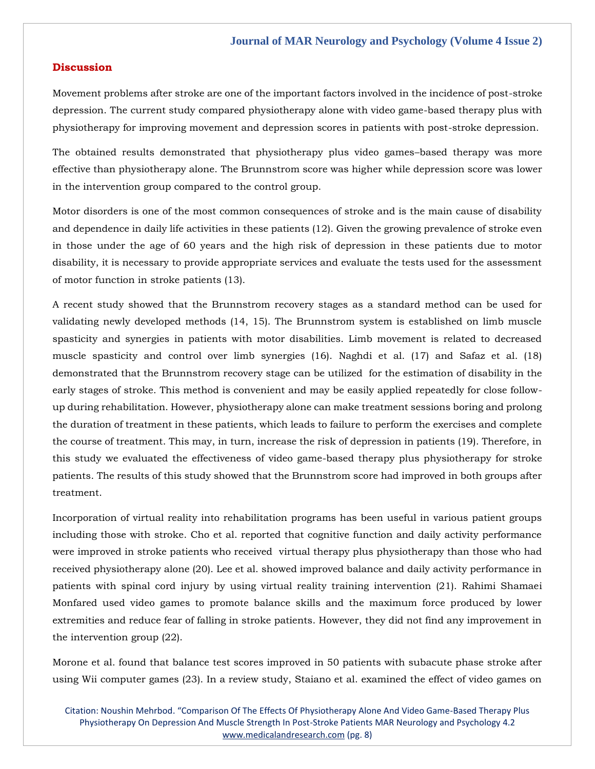## Discussion

Movement problems after stroke are one of the important factors involved in the incidence of post-stroke depression. The current study compared physiotherapy alone with video game-based therapy plus with physiotherapy for improving movement and depression scores in patients with post-stroke depression.

The obtained results demonstrated that physiotherapy plus video games–based therapy was more effective than physiotherapy alone. The Brunnstrom score was higher while depression score was lower in the intervention group compared to the control group.

Motor disorders is one of the most common consequences of stroke and is the main cause of disability and dependence in daily life activities in these patients (12). Given the growing prevalence of stroke even in those under the age of 60 years and the high risk of depression in these patients due to motor disability, it is necessary to provide appropriate services and evaluate the tests used for the assessment of motor function in stroke patients (13).

A recent study showed that the Brunnstrom recovery stages as a standard method can be used for validating newly developed methods (14, 15). The Brunnstrom system is established on limb muscle spasticity and synergies in patients with motor disabilities. Limb movement is related to decreased muscle spasticity and control over limb synergies (16). Naghdi et al. (17) and Safaz et al. (18) demonstrated that the Brunnstrom recovery stage can be utilized for the estimation of disability in the early stages of stroke. This method is convenient and may be easily applied repeatedly for close follow-up during rehabilitation. However, physiotherapy alone can make treatment sessions boring and prolong the duration of treatment in these patients, which leads to failure to perform the exercises and complete the course of treatment. This may, in turn, increase the risk of depression in patients (19). Therefore, in this study we evaluated the effectiveness of video game-based therapy plus physiotherapy for stroke patients. The results of this study showed that the Brunnstrom score had improved in both groups after treatment.

Incorporation of virtual reality into rehabilitation programs has been useful in various patient groups including those with stroke. Cho et al. reported that cognitive function and daily activity performance were improved in stroke patients who received virtual therapy plus physiotherapy than those who had received physiotherapy alone (20). Lee et al. showed improved balance and daily activity performance in patients with spinal cord injury by using virtual reality training intervention (21). Rahimi Shamaei Monfared used video games to promote balance skills and the maximum force produced by lower extremities and reduce fear of falling in stroke patients. However, they did not find any improvement in the intervention group (22).

Morone et al. found that balance test scores improved in 50 patients with subacute phase stroke after using Wii computer games (23). In a review study, Staiano et al. examined the effect of video games on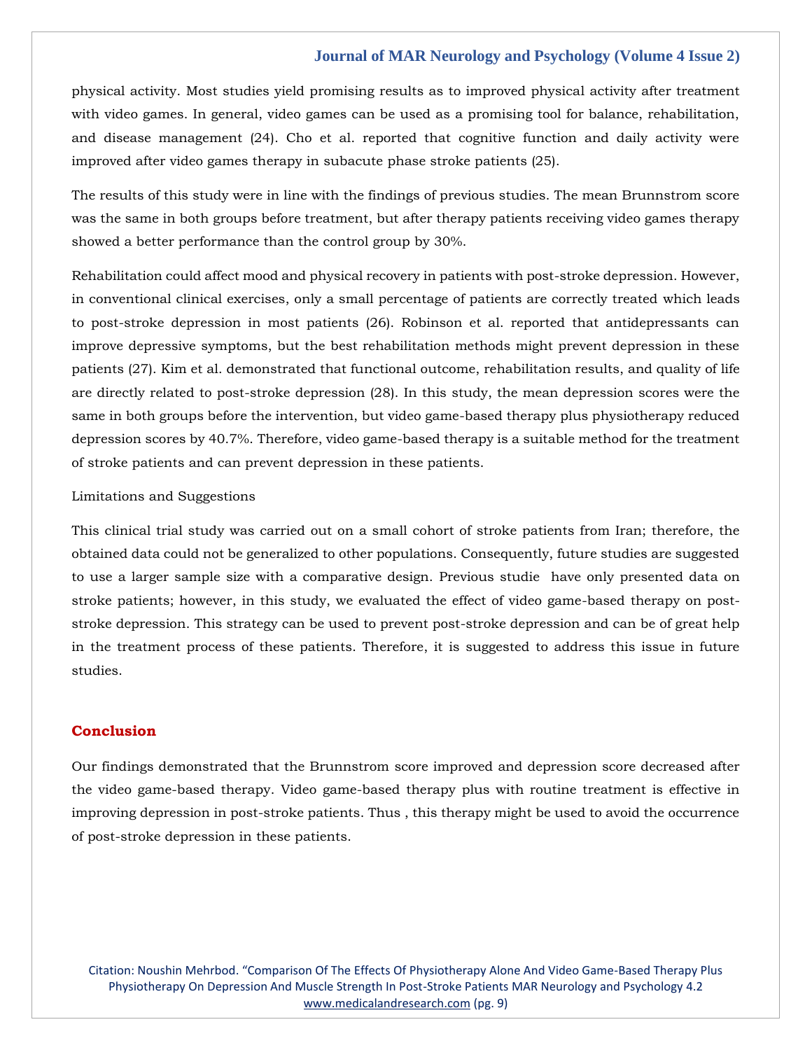physical activity. Most studies yield promising results as to improved physical activity after treatment with video games. In general, video games can be used as a promising tool for balance, rehabilitation, and disease management (24). Cho et al. reported that cognitive function and daily activity were improved after video games therapy in subacute phase stroke patients (25).

The results of this study were in line with the findings of previous studies. The mean Brunnstrom score was the same in both groups before treatment, but after therapy patients receiving video games therapy showed a better performance than the control group by 30%.

Rehabilitation could affect mood and physical recovery in patients with post-stroke depression. However, in conventional clinical exercises, only a small percentage of patients are correctly treated which leads to post-stroke depression in most patients (26). Robinson et al. reported that antidepressants can improve depressive symptoms, but the best rehabilitation methods might prevent depression in these patients (27). Kim et al. demonstrated that functional outcome, rehabilitation results, and quality of life are directly related to post-stroke depression (28). In this study, the mean depression scores were the same in both groups before the intervention, but video game-based therapy plus physiotherapy reduced depression scores by 40.7%. Therefore, video game-based therapy is a suitable method for the treatment of stroke patients and can prevent depression in these patients.

Limitations and Suggestions

This clinical trial study was carried out on a small cohort of stroke patients from Iran; therefore, the obtained data could not be generalized to other populations. Consequently, future studies are suggested to use a larger sample size with a comparative design. Previous studie have only presented data on stroke patients; however, in this study, we evaluated the effect of video game-based therapy on post-stroke depression. This strategy can be used to prevent post-stroke depression and can be of great help in the treatment process of these patients. Therefore, it is suggested to address this issue in future studies.

## Conclusion

Our findings demonstrated that the Brunnstrom score improved and depression score decreased after the video game-based therapy. Video game-based therapy plus with routine treatment is effective in improving depression in post-stroke patients. Thus , this therapy might be used to avoid the occurrence of post-stroke depression in these patients.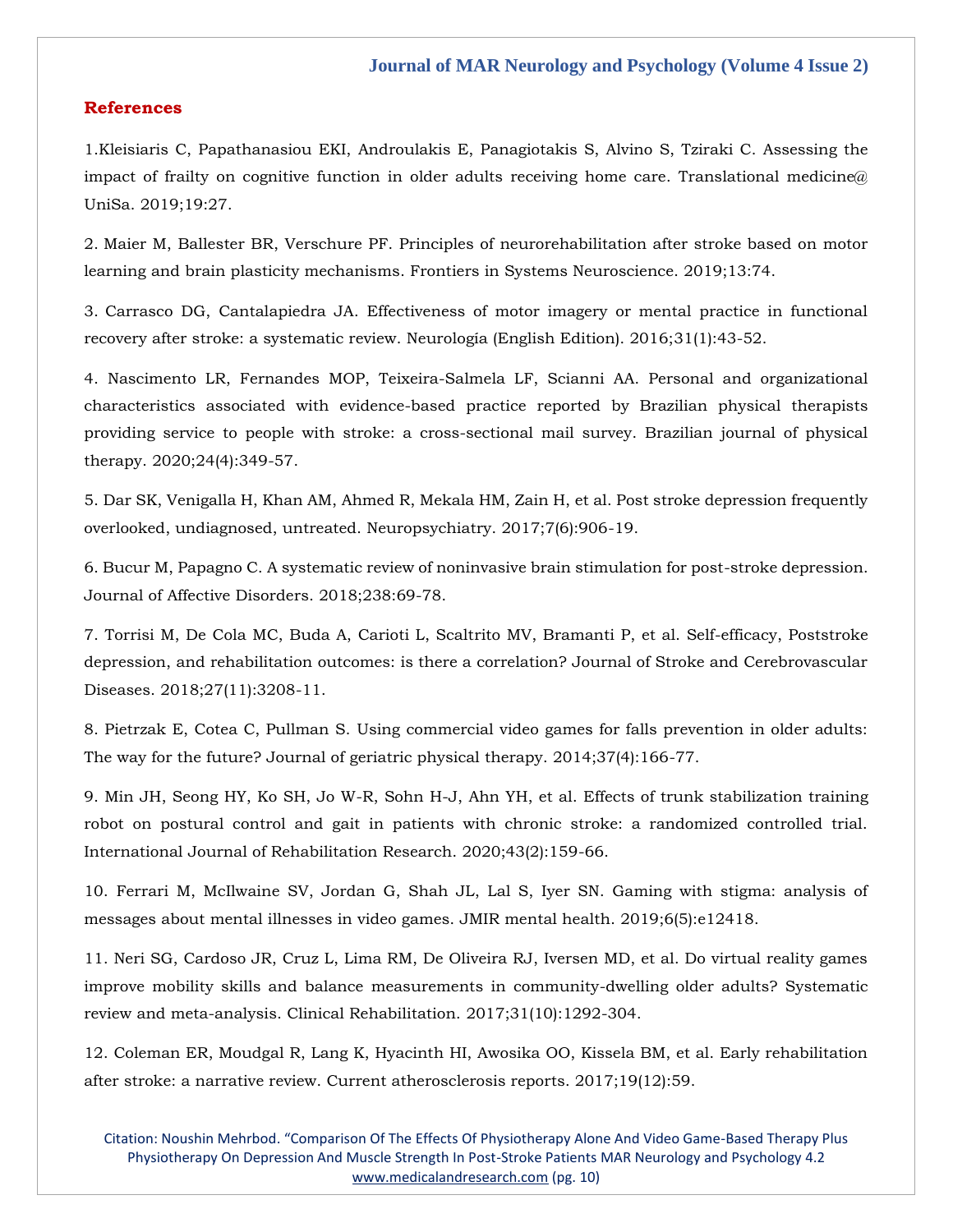## References

1.Kleisiaris C, Papathanasiou EKI, Androulakis E, Panagiotakis S, Alvino S, Tziraki C. Assessing the impact of frailty on cognitive function in older adults receiving home care. Translational medicine@ UniSa. 2019;19:27.

2. Maier M, Ballester BR, Verschure PF. Principles of neurorehabilitation after stroke based on motor learning and brain plasticity mechanisms. Frontiers in Systems Neuroscience. 2019;13:74.

3. Carrasco DG, Cantalapiedra JA. Effectiveness of motor imagery or mental practice in functional recovery after stroke: a systematic review. Neurología (English Edition). 2016;31(1):43-52.

4. Nascimento LR, Fernandes MOP, Teixeira-Salmela LF, Scianni AA. Personal and organizational characteristics associated with evidence-based practice reported by Brazilian physical therapists providing service to people with stroke: a cross-sectional mail survey. Brazilian journal of physical therapy. 2020;24(4):349-57.

5. Dar SK, Venigalla H, Khan AM, Ahmed R, Mekala HM, Zain H, et al. Post stroke depression frequently overlooked, undiagnosed, untreated. Neuropsychiatry. 2017;7(6):906-19.

6. Bucur M, Papagno C. A systematic review of noninvasive brain stimulation for post-stroke depression. Journal of Affective Disorders. 2018;238:69-78.

7. Torrisi M, De Cola MC, Buda A, Carioti L, Scaltrito MV, Bramanti P, et al. Self-efficacy, Poststroke depression, and rehabilitation outcomes: is there a correlation? Journal of Stroke and Cerebrovascular Diseases. 2018;27(11):3208-11.

8. Pietrzak E, Cotea C, Pullman S. Using commercial video games for falls prevention in older adults: The way for the future? Journal of geriatric physical therapy. 2014;37(4):166-77.

9. Min JH, Seong HY, Ko SH, Jo W-R, Sohn H-J, Ahn YH, et al. Effects of trunk stabilization training robot on postural control and gait in patients with chronic stroke: a randomized controlled trial. International Journal of Rehabilitation Research. 2020;43(2):159-66.

10. Ferrari M, McIlwaine SV, Jordan G, Shah JL, Lal S, Iyer SN. Gaming with stigma: analysis of messages about mental illnesses in video games. JMIR mental health. 2019;6(5):e12418.

11. Neri SG, Cardoso JR, Cruz L, Lima RM, De Oliveira RJ, Iversen MD, et al. Do virtual reality games improve mobility skills and balance measurements in community-dwelling older adults? Systematic review and meta-analysis. Clinical Rehabilitation. 2017;31(10):1292-304.

12. Coleman ER, Moudgal R, Lang K, Hyacinth HI, Awosika OO, Kissela BM, et al. Early rehabilitation after stroke: a narrative review. Current atherosclerosis reports. 2017;19(12):59.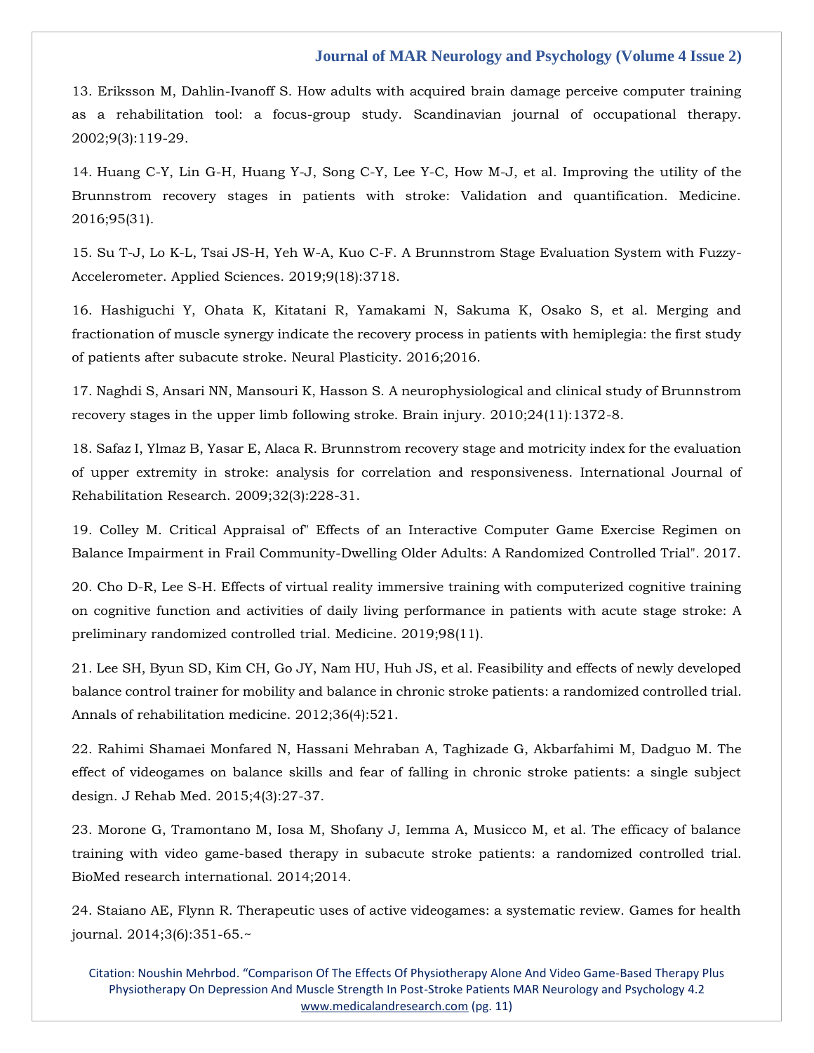13. Eriksson M, Dahlin-Ivanoff S. How adults with acquired brain damage perceive computer training as a rehabilitation tool: a focus-group study. Scandinavian journal of occupational therapy. 2002;9(3):119-29.

14. Huang C-Y, Lin G-H, Huang Y-J, Song C-Y, Lee Y-C, How M-J, et al. Improving the utility of the Brunnstrom recovery stages in patients with stroke: Validation and quantification. Medicine. 2016;95(31).

15. Su T-J, Lo K-L, Tsai JS-H, Yeh W-A, Kuo C-F. A Brunnstrom Stage Evaluation System with Fuzzy-Accelerometer. Applied Sciences. 2019;9(18):3718.

16. Hashiguchi Y, Ohata K, Kitatani R, Yamakami N, Sakuma K, Osako S, et al. Merging and fractionation of muscle synergy indicate the recovery process in patients with hemiplegia: the first study of patients after subacute stroke. Neural Plasticity. 2016;2016.

17. Naghdi S, Ansari NN, Mansouri K, Hasson S. A neurophysiological and clinical study of Brunnstrom recovery stages in the upper limb following stroke. Brain injury. 2010;24(11):1372-8.

18. Safaz I, Ylmaz B, Yasar E, Alaca R. Brunnstrom recovery stage and motricity index for the evaluation of upper extremity in stroke: analysis for correlation and responsiveness. International Journal of Rehabilitation Research. 2009;32(3):228-31.

19. Colley M. Critical Appraisal of" Effects of an Interactive Computer Game Exercise Regimen on Balance Impairment in Frail Community-Dwelling Older Adults: A Randomized Controlled Trial". 2017.

20. Cho D-R, Lee S-H. Effects of virtual reality immersive training with computerized cognitive training on cognitive function and activities of daily living performance in patients with acute stage stroke: A preliminary randomized controlled trial. Medicine. 2019;98(11).

21. Lee SH, Byun SD, Kim CH, Go JY, Nam HU, Huh JS, et al. Feasibility and effects of newly developed balance control trainer for mobility and balance in chronic stroke patients: a randomized controlled trial. Annals of rehabilitation medicine. 2012;36(4):521.

22. Rahimi Shamaei Monfared N, Hassani Mehraban A, Taghizade G, Akbarfahimi M, Dadguo M. The effect of videogames on balance skills and fear of falling in chronic stroke patients: a single subject design. J Rehab Med. 2015;4(3):27-37.

23. Morone G, Tramontano M, Iosa M, Shofany J, Iemma A, Musicco M, et al. The efficacy of balance training with video game-based therapy in subacute stroke patients: a randomized controlled trial. BioMed research international. 2014;2014.

24. Staiano AE, Flynn R. Therapeutic uses of active videogames: a systematic review. Games for health journal. 2014;3(6):351-65.~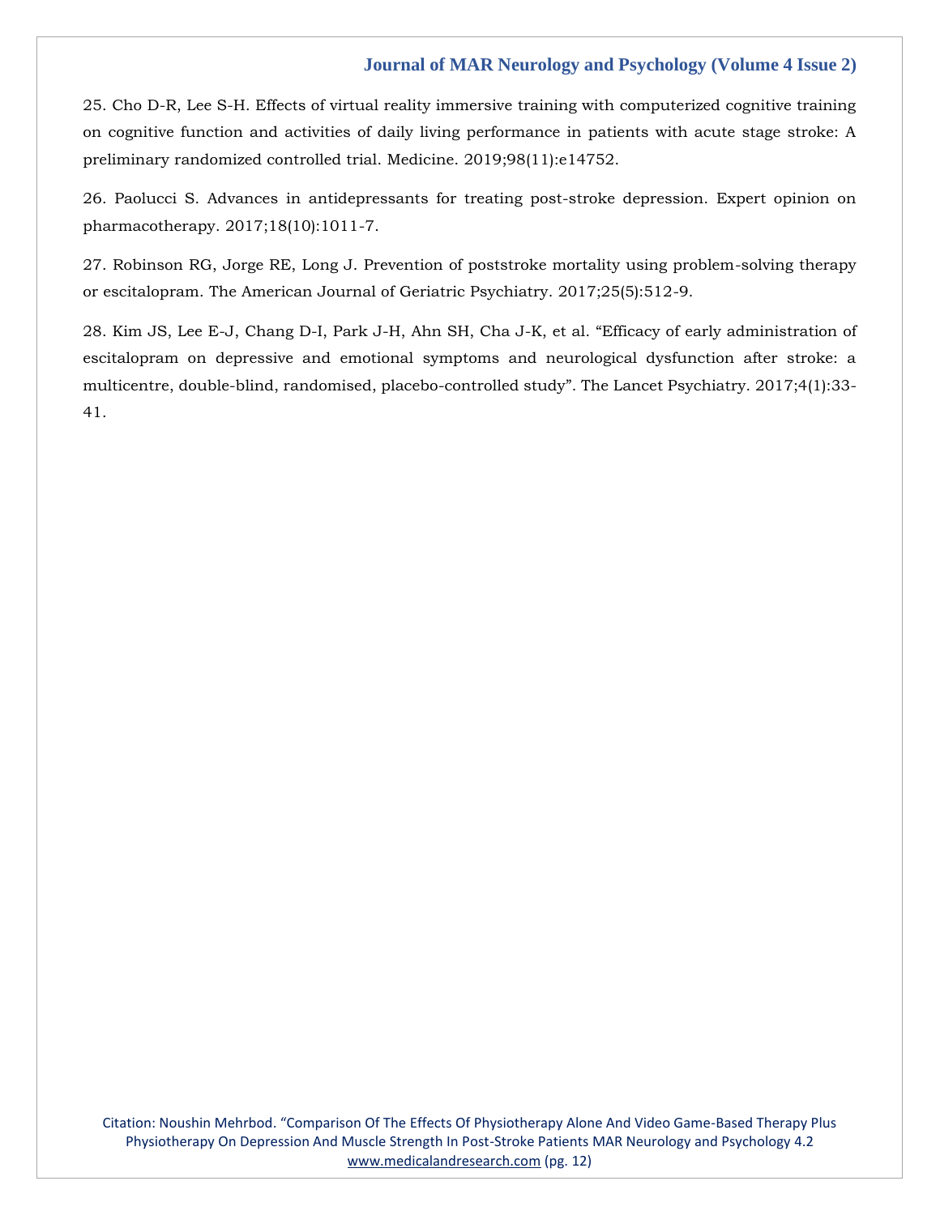25. Cho D-R, Lee S-H. Effects of virtual reality immersive training with computerized cognitive training on cognitive function and activities of daily living performance in patients with acute stage stroke: A preliminary randomized controlled trial. Medicine. 2019;98(11):e14752.

26. Paolucci S. Advances in antidepressants for treating post-stroke depression. Expert opinion on pharmacotherapy. 2017;18(10):1011-7.

27. Robinson RG, Jorge RE, Long J. Prevention of poststroke mortality using problem-solving therapy or escitalopram. The American Journal of Geriatric Psychiatry. 2017;25(5):512-9.

28. Kim JS, Lee E-J, Chang D-I, Park J-H, Ahn SH, Cha J-K, et al. "Efficacy of early administration of escitalopram on depressive and emotional symptoms and neurological dysfunction after stroke: a multicentre, double-blind, randomised, placebo-controlled study". The Lancet Psychiatry. 2017;4(1):33-41.